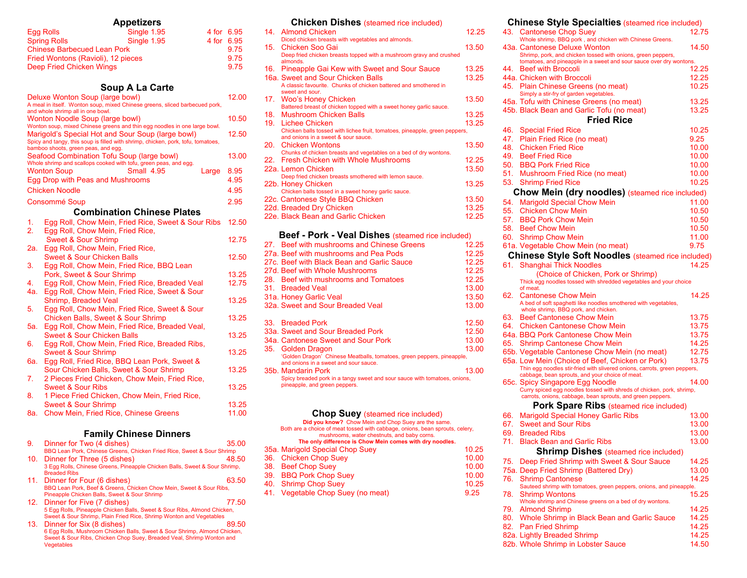## Appetizers

| Item | Single | 4 for |
|---|---|---|
| Egg Rolls | Single 1.95 | 4 for 6.95 |
| Spring Rolls | Single 1.95 | 4 for 6.95 |
| Chinese Barbecued Lean Pork | | 9.75 |
| Fried Wontons (Ravioli), 12 pieces | | 9.75 |
| Deep Fried Chicken Wings | | 9.75 |

## Soup A La Carte

Deluxe Wonton Soup (large bowl) 12.00
A meal in itself. Wonton soup, mixed Chinese greens, sliced barbecued pork, and whole shrimp all in one bowl.

Wonton Noodle Soup (large bowl) 10.50
Wonton soup, mixed Chinese greens and thin egg noodles in one large bowl.

Marigold's Special Hot and Sour Soup (large bowl) 12.50
Spicy and tangy, this soup is filled with shrimp, chicken, pork, tofu, tomatoes, bamboo shoots, green peas, and egg.

Seafood Combination Tofu Soup (large bowl) 13.00
Whole shrimp and scallops cooked with tofu, green peas, and egg.

Wonton Soup — Small 4.95 — Large 8.95

Egg Drop with Peas and Mushrooms 4.95

Chicken Noodle 4.95

Consommé Soup 2.95

## Combination Chinese Plates

1. Egg Roll, Chow Mein, Fried Rice, Sweet & Sour Ribs 12.50
2. Egg Roll, Chow Mein, Fried Rice, Sweet & Sour Shrimp 12.75
2a. Egg Roll, Chow Mein, Fried Rice, Sweet & Sour Chicken Balls 12.50
3. Egg Roll, Chow Mein, Fried Rice, BBQ Lean Pork, Sweet & Sour Shrimp 13.25
4. Egg Roll, Chow Mein, Fried Rice, Breaded Veal 12.75
4a. Egg Roll, Chow Mein, Fried Rice, Sweet & Sour Shrimp, Breaded Veal 13.25
5. Egg Roll, Chow Mein, Fried Rice, Sweet & Sour Chicken Balls, Sweet & Sour Shrimp 13.25
5a. Egg Roll, Chow Mein, Fried Rice, Breaded Veal, Sweet & Sour Chicken Balls 13.25
6. Egg Roll, Chow Mein, Fried Rice, Breaded Ribs, Sweet & Sour Shrimp 13.25
6a. Egg Roll, Fried Rice, BBQ Lean Pork, Sweet & Sour Chicken Balls, Sweet & Sour Shrimp 13.25
7. 2 Pieces Fried Chicken, Chow Mein, Fried Rice, Sweet & Sour Ribs 13.25
8. 1 Piece Fried Chicken, Chow Mein, Fried Rice, Sweet & Sour Shrimp 13.25
8a. Chow Mein, Fried Rice, Chinese Greens 11.00

## Family Chinese Dinners

9. Dinner for Two (4 dishes) 35.00
BBQ Lean Pork, Chinese Greens, Chicken Fried Rice, Sweet & Sour Shrimp
10. Dinner for Three (5 dishes) 48.50
3 Egg Rolls, Chinese Greens, Pineapple Chicken Balls, Sweet & Sour Shrimp, Breaded Ribs
11. Dinner for Four (6 dishes) 63.50
BBQ Lean Pork, Beef & Greens, Chicken Chow Mein, Sweet & Sour Ribs, Pineapple Chicken Balls, Sweet & Sour Shrimp
12. Dinner for Five (7 dishes) 77.50
5 Egg Rolls, Pineapple Chicken Balls, Sweet & Sour Ribs, Almond Chicken, Sweet & Sour Shrimp, Plain Fried Rice, Shrimp Wonton and Vegetables
13. Dinner for Six (8 dishes) 89.50
6 Egg Rolls, Mushroom Chicken Balls, Sweet & Sour Shrimp, Almond Chicken, Sweet & Sour Ribs, Chicken Chop Suey, Breaded Veal, Shrimp Wonton and Vegetables

## Chicken Dishes (steamed rice included)

14. Almond Chicken 12.25
Diced chicken breasts with vegetables and almonds.
15. Chicken Soo Gai 13.50
Deep fried chicken breasts topped with a mushroom gravy and crushed almonds.
16. Pineapple Gai Kew with Sweet and Sour Sauce 13.25
16a. Sweet and Sour Chicken Balls 13.25
A classic favourite. Chunks of chicken battered and smothered in sweet and sour.
17. Woo's Honey Chicken 13.50
Battered breast of chicken topped with a sweet honey garlic sauce.
18. Mushroom Chicken Balls 13.25
19. Lichee Chicken 13.25
Chicken balls tossed with lichee fruit, tomatoes, pineapple, green peppers, and onions in a sweet & sour sauce.
20. Chicken Wontons 13.50
Chunks of chicken breasts and vegetables on a bed of dry wontons.
22. Fresh Chicken with Whole Mushrooms 12.25
22a. Lemon Chicken 13.50
Deep fried chicken breasts smothered with lemon sauce.
22b. Honey Chicken 13.25
Chicken balls tossed in a sweet honey garlic sauce.
22c. Cantonese Style BBQ Chicken 13.50
22d. Breaded Dry Chicken 13.25
22e. Black Bean and Garlic Chicken 12.25

## Beef - Pork - Veal Dishes (steamed rice included)

27. Beef with mushrooms and Chinese Greens 12.25
27a. Beef with mushrooms and Pea Pods 12.25
27c. Beef with Black Bean and Garlic Sauce 12.25
27d. Beef with Whole Mushrooms 12.25
28. Beef with mushrooms and Tomatoes 12.25
31. Breaded Veal 13.00
31a. Honey Garlic Veal 13.50
32a. Sweet and Sour Breaded Veal 13.00

33. Breaded Pork 12.50
33a. Sweet and Sour Breaded Pork 12.50
34a. Cantonese Sweet and Sour Pork 13.00
35. Golden Dragon 13.00
'Golden Dragon' Chinese Meatballs, tomatoes, green peppers, pineapple, and onions in a sweet and sour sauce.
35b. Mandarin Pork 13.00
Spicy breaded pork in a tangy sweet and sour sauce with tomatoes, onions, pineapple, and green peppers.

## Chop Suey (steamed rice included)

**Did you know?** Chow Mein and Chop Suey are the same. Both are a choice of meat tossed with cabbage, onions, bean sprouts, celery, mushrooms, water chestnuts, and baby corns. **The only difference is Chow Mein comes with dry noodles.**

35a. Marigold Special Chop Suey 10.25
36. Chicken Chop Suey 10.00
38. Beef Chop Suey 10.00
39. BBQ Pork Chop Suey 10.00
40. Shrimp Chop Suey 10.25
41. Vegetable Chop Suey (no meat) 9.25

## Chinese Style Specialties (steamed rice included)

43. Cantonese Chop Suey 12.75
Whole shrimp, BBQ pork , and chicken with Chinese Greens.
43a. Cantonese Deluxe Wonton 14.50
Shrimp, pork, and chicken tossed with onions, green peppers, tomatoes, and pineapple in a sweet and sour sauce over dry wontons.
44. Beef with Broccoli 12.25
44a. Chicken with Broccoli 12.25
45. Plain Chinese Greens (no meat) 10.25
Simply a stir-fry of garden vegetables.
45a. Tofu with Chinese Greens (no meat) 13.25
45b. Black Bean and Garlic Tofu (no meat) 13.25

## Fried Rice

46. Special Fried Rice 10.25
47. Plain Fried Rice (no meat) 9.25
48. Chicken Fried Rice 10.00
49. Beef Fried Rice 10.00
50. BBQ Pork Fried Rice 10.00
51. Mushroom Fried Rice (no meat) 10.00
53. Shrimp Fried Rice 10.25

## Chow Mein (dry noodles) (steamed rice included)

54. Marigold Special Chow Mein 11.00
55. Chicken Chow Mein 10.50
57. BBQ Pork Chow Mein 10.50
58. Beef Chow Mein 10.50
60. Shrimp Chow Mein 11.00
61a. Vegetable Chow Mein (no meat) 9.75

## Chinese Style Soft Noodles (steamed rice included)

61. Shanghai Thick Noodles (Choice of Chicken, Pork or Shrimp) 14.25
Thick egg noodles tossed with shredded vegetables and your choice of meat.
62. Cantonese Chow Mein 14.25
A bed of soft spaghetti like noodles smothered with vegetables, whole shrimp, BBQ pork, and chicken.
63. Beef Cantonese Chow Mein 13.75
64. Chicken Cantonese Chow Mein 13.75
64a. BBQ Pork Cantonese Chow Mein 13.75
65. Shrimp Cantonese Chow Mein 14.25
65b. Vegetable Cantonese Chow Mein (no meat) 12.75
65a. Low Mein (Choice of Beef, Chicken or Pork) 13.75
Thin egg noodles stir-fried with slivered onions, carrots, green peppers, cabbage, bean sprouts, and your choice of meat.
65c. Spicy Singapore Egg Noodle 14.00
Curry spiced egg noodles tossed with shreds of chicken, pork, shrimp, carrots, onions, cabbage, bean sprouts, and green peppers.

## Pork Spare Ribs (steamed rice included)

66. Marigold Special Honey Garlic Ribs 13.00
67. Sweet and Sour Ribs 13.00
69. Breaded Ribs 13.00
71. Black Bean and Garlic Ribs 13.00

## Shrimp Dishes (steamed rice included)

75. Deep Fried Shrimp with Sweet & Sour Sauce 14.25
75a. Deep Fried Shrimp (Battered Dry) 13.00
76. Shrimp Cantonese 14.25
Sauteed shrimp with tomatoes, green peppers, onions, and pineapple.
78. Shrimp Wontons 15.25
Whole shrimp and Chinese greens on a bed of dry wontons.
79. Almond Shrimp 14.25
80. Whole Shrimp in Black Bean and Garlic Sauce 14.25
82. Pan Fried Shrimp 14.25
82a. Lightly Breaded Shrimp 14.25
82b. Whole Shrimp in Lobster Sauce 14.50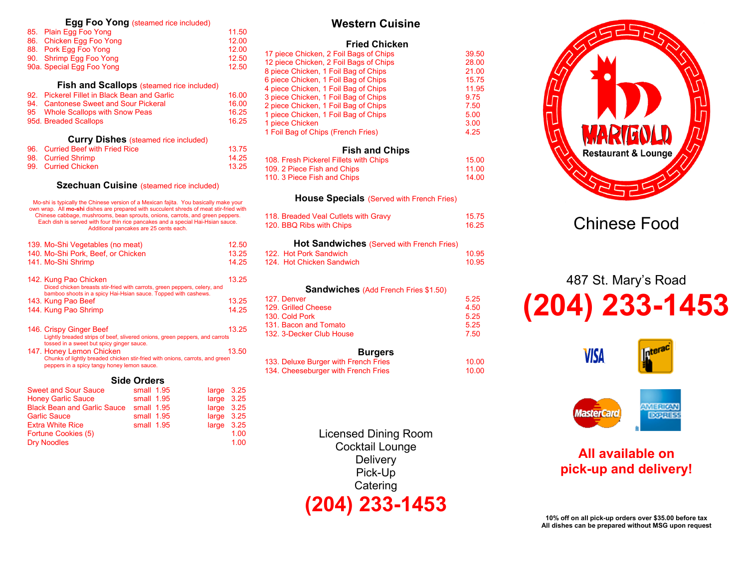## Egg Foo Yong (steamed rice included)

| | | |
|---|---|---|
| 85. | Plain Egg Foo Yong | 11.50 |
| 86. | Chicken Egg Foo Yong | 12.00 |
| 88. | Pork Egg Foo Yong | 12.00 |
| 90. | Shrimp Egg Foo Yong | 12.50 |
| 90a. | Special Egg Foo Yong | 12.50 |

## Fish and Scallops (steamed rice included)

| | | |
|---|---|---|
| 92. | Pickerel Fillet in Black Bean and Garlic | 16.00 |
| 94. | Cantonese Sweet and Sour Pickerel | 16.00 |
| 95 | Whole Scallops with Snow Peas | 16.25 |
| 95d. | Breaded Scallops | 16.25 |

## Curry Dishes (steamed rice included)

| | | |
|---|---|---|
| 96. | Curried Beef with Fried Rice | 13.75 |
| 98. | Curried Shrimp | 14.25 |
| 99. | Curried Chicken | 13.25 |

## Szechuan Cuisine (steamed rice included)

Mo-shi is typically the Chinese version of a Mexican fajita. You basically make your own wrap. All **mo-shi** dishes are prepared with succulent shreds of meat stir-fried with Chinese cabbage, mushrooms, bean sprouts, onions, carrots, and green peppers. Each dish is served with four thin rice pancakes and a special Hai-Hsian sauce. Additional pancakes are 25 cents each.

| | | |
|---|---|---|
| 139. | Mo-Shi Vegetables (no meat) | 12.50 |
| 140. | Mo-Shi Pork, Beef, or Chicken | 13.25 |
| 141. | Mo-Shi Shrimp | 14.25 |
| 142. | Kung Pao Chicken<br>Diced chicken breasts stir-fried with carrots, green peppers, celery, and bamboo shoots in a spicy Hai-Hsian sauce. Topped with cashews. | 13.25 |
| 143. | Kung Pao Beef | 13.25 |
| 144. | Kung Pao Shrimp | 14.25 |
| 146. | Crispy Ginger Beef<br>Lightly breaded strips of beef, slivered onions, green peppers, and carrots tossed in a sweet but spicy ginger sauce. | 13.25 |
| 147. | Honey Lemon Chicken<br>Chunks of lightly breaded chicken stir-fried with onions, carrots, and green peppers in a spicy tangy honey lemon sauce. | 13.50 |

## Side Orders

| | | |
|---|---|---|
| Sweet and Sour Sauce | small 1.95 | large 3.25 |
| Honey Garlic Sauce | small 1.95 | large 3.25 |
| Black Bean and Garlic Sauce | small 1.95 | large 3.25 |
| Garlic Sauce | small 1.95 | large 3.25 |
| Extra White Rice | small 1.95 | large 3.25 |
| Fortune Cookies (5) | | 1.00 |
| Dry Noodles | | 1.00 |

# Western Cuisine

## Fried Chicken

| | |
|---|---|
| 17 piece Chicken, 2 Foil Bags of Chips | 39.50 |
| 12 piece Chicken, 2 Foil Bags of Chips | 28.00 |
| 8 piece Chicken, 1 Foil Bag of Chips | 21.00 |
| 6 piece Chicken, 1 Foil Bag of Chips | 15.75 |
| 4 piece Chicken, 1 Foil Bag of Chips | 11.95 |
| 3 piece Chicken, 1 Foil Bag of Chips | 9.75 |
| 2 piece Chicken, 1 Foil Bag of Chips | 7.50 |
| 1 piece Chicken, 1 Foil Bag of Chips | 5.00 |
| 1 piece Chicken | 3.00 |
| 1 Foil Bag of Chips (French Fries) | 4.25 |

## Fish and Chips

| | |
|---|---|
| 108. Fresh Pickerel Fillets with Chips | 15.00 |
| 109. 2 Piece Fish and Chips | 11.00 |
| 110. 3 Piece Fish and Chips | 14.00 |

## House Specials (Served with French Fries)

| | |
|---|---|
| 118. Breaded Veal Cutlets with Gravy | 15.75 |
| 120. BBQ Ribs with Chips | 16.25 |

## Hot Sandwiches (Served with French Fries)

| | |
|---|---|
| 122. Hot Pork Sandwich | 10.95 |
| 124. Hot Chicken Sandwich | 10.95 |

## Sandwiches (Add French Fries $1.50)

| | |
|---|---|
| 127. Denver | 5.25 |
| 129. Grilled Cheese | 4.50 |
| 130. Cold Pork | 5.25 |
| 131. Bacon and Tomato | 5.25 |
| 132. 3-Decker Club House | 7.50 |

## Burgers

| | |
|---|---|
| 133. Deluxe Burger with French Fries | 10.00 |
| 134. Cheeseburger with French Fries | 10.00 |

Licensed Dining Room
Cocktail Lounge
Delivery
Pick-Up
Catering

**(204) 233-1453**

MARIGOLD
Restaurant & Lounge

# Chinese Food

487 St. Mary's Road

**(204) 233-1453**

VISA · Interac · MasterCard · American Express

**All available on pick-up and delivery!**

**10% off on all pick-up orders over $35.00 before tax**
**All dishes can be prepared without MSG upon request**